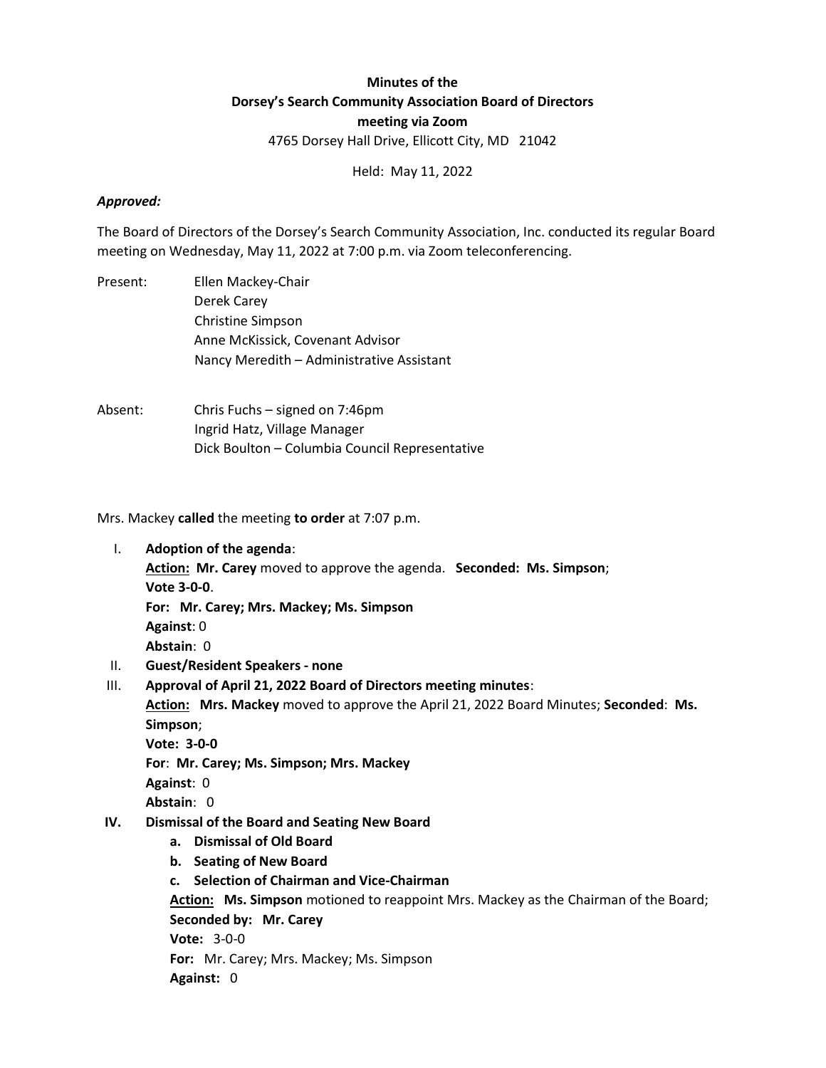**Minutes of the**
**Dorsey's Search Community Association Board of Directors**
**meeting via Zoom**
4765 Dorsey Hall Drive, Ellicott City, MD 21042

Held: May 11, 2022

***Approved:***

The Board of Directors of the Dorsey's Search Community Association, Inc. conducted its regular Board meeting on Wednesday, May 11, 2022 at 7:00 p.m. via Zoom teleconferencing.

Present:
- Ellen Mackey-Chair
- Derek Carey
- Christine Simpson
- Anne McKissick, Covenant Advisor
- Nancy Meredith – Administrative Assistant

Absent:
- Chris Fuchs – signed on 7:46pm
- Ingrid Hatz, Village Manager
- Dick Boulton – Columbia Council Representative

Mrs. Mackey **called** the meeting **to order** at 7:07 p.m.

I. **Adoption of the agenda**:
 **Action:** **Mr. Carey** moved to approve the agenda. **Seconded: Ms. Simpson**;
 **Vote 3-0-0**.
 **For: Mr. Carey; Mrs. Mackey; Ms. Simpson**
 **Against**: 0
 **Abstain**: 0

II. **Guest/Resident Speakers - none**

III. **Approval of April 21, 2022 Board of Directors meeting minutes**:
 **Action:** **Mrs. Mackey** moved to approve the April 21, 2022 Board Minutes; **Seconded**: **Ms. Simpson**;
 **Vote: 3-0-0**
 **For**: **Mr. Carey; Ms. Simpson; Mrs. Mackey**
 **Against**: 0
 **Abstain**: 0

IV. **Dismissal of the Board and Seating New Board**
 a. **Dismissal of Old Board**
 b. **Seating of New Board**
 c. **Selection of Chairman and Vice-Chairman**
 **Action:** **Ms. Simpson** motioned to reappoint Mrs. Mackey as the Chairman of the Board;
 **Seconded by: Mr. Carey**
 **Vote:** 3-0-0
 **For:** Mr. Carey; Mrs. Mackey; Ms. Simpson
 **Against:** 0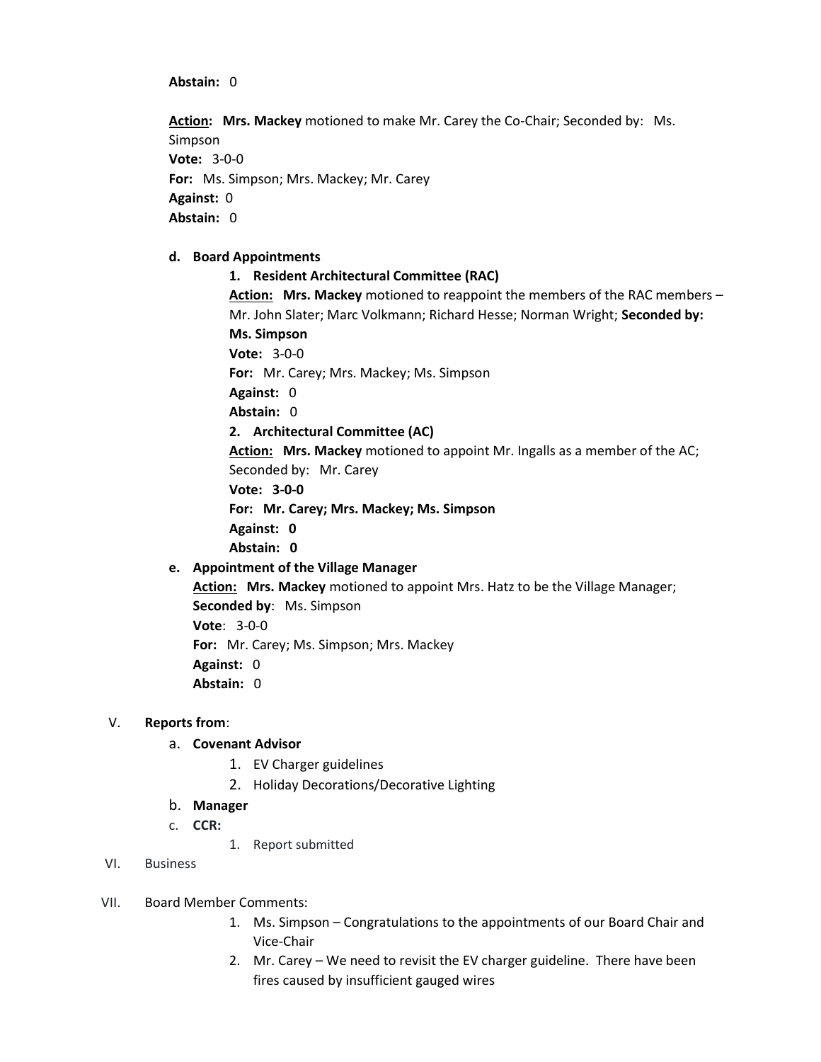**Abstain:** 0

**Action:** **Mrs. Mackey** motioned to make Mr. Carey the Co-Chair; Seconded by: Ms. Simpson
**Vote:** 3-0-0
**For:** Ms. Simpson; Mrs. Mackey; Mr. Carey
**Against:** 0
**Abstain:** 0

**d. Board Appointments**

1. **Resident Architectural Committee (RAC)**
   **Action:** **Mrs. Mackey** motioned to reappoint the members of the RAC members – Mr. John Slater; Marc Volkmann; Richard Hesse; Norman Wright; **Seconded by: Ms. Simpson**
   **Vote:** 3-0-0
   **For:** Mr. Carey; Mrs. Mackey; Ms. Simpson
   **Against:** 0
   **Abstain:** 0
2. **Architectural Committee (AC)**
   **Action:** **Mrs. Mackey** motioned to appoint Mr. Ingalls as a member of the AC; Seconded by: Mr. Carey
   **Vote: 3-0-0**
   **For: Mr. Carey; Mrs. Mackey; Ms. Simpson**
   **Against: 0**
   **Abstain: 0**

**e. Appointment of the Village Manager**
**Action:** **Mrs. Mackey** motioned to appoint Mrs. Hatz to be the Village Manager; **Seconded by**: Ms. Simpson
**Vote**: 3-0-0
**For:** Mr. Carey; Ms. Simpson; Mrs. Mackey
**Against:** 0
**Abstain:** 0

V. **Reports from**:

a. **Covenant Advisor**
   1. EV Charger guidelines
   2. Holiday Decorations/Decorative Lighting

b. **Manager**

c. **CCR:**
   1. Report submitted

VI. Business

VII. Board Member Comments:

1. Ms. Simpson – Congratulations to the appointments of our Board Chair and Vice-Chair
2. Mr. Carey – We need to revisit the EV charger guideline. There have been fires caused by insufficient gauged wires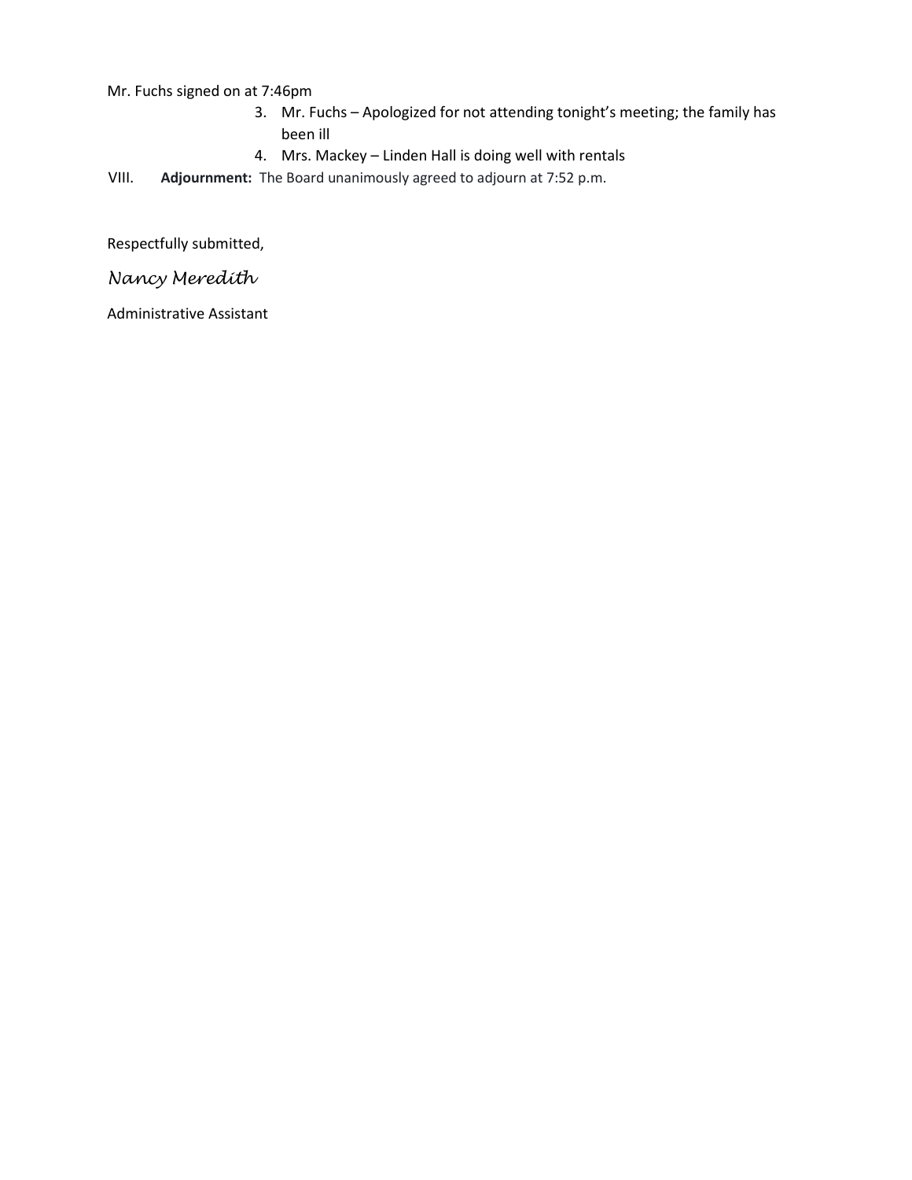Mr. Fuchs signed on at 7:46pm

3. Mr. Fuchs – Apologized for not attending tonight's meeting; the family has been ill
4. Mrs. Mackey – Linden Hall is doing well with rentals

VIII. **Adjournment:** The Board unanimously agreed to adjourn at 7:52 p.m.

Respectfully submitted,

*Nancy Meredith*

Administrative Assistant